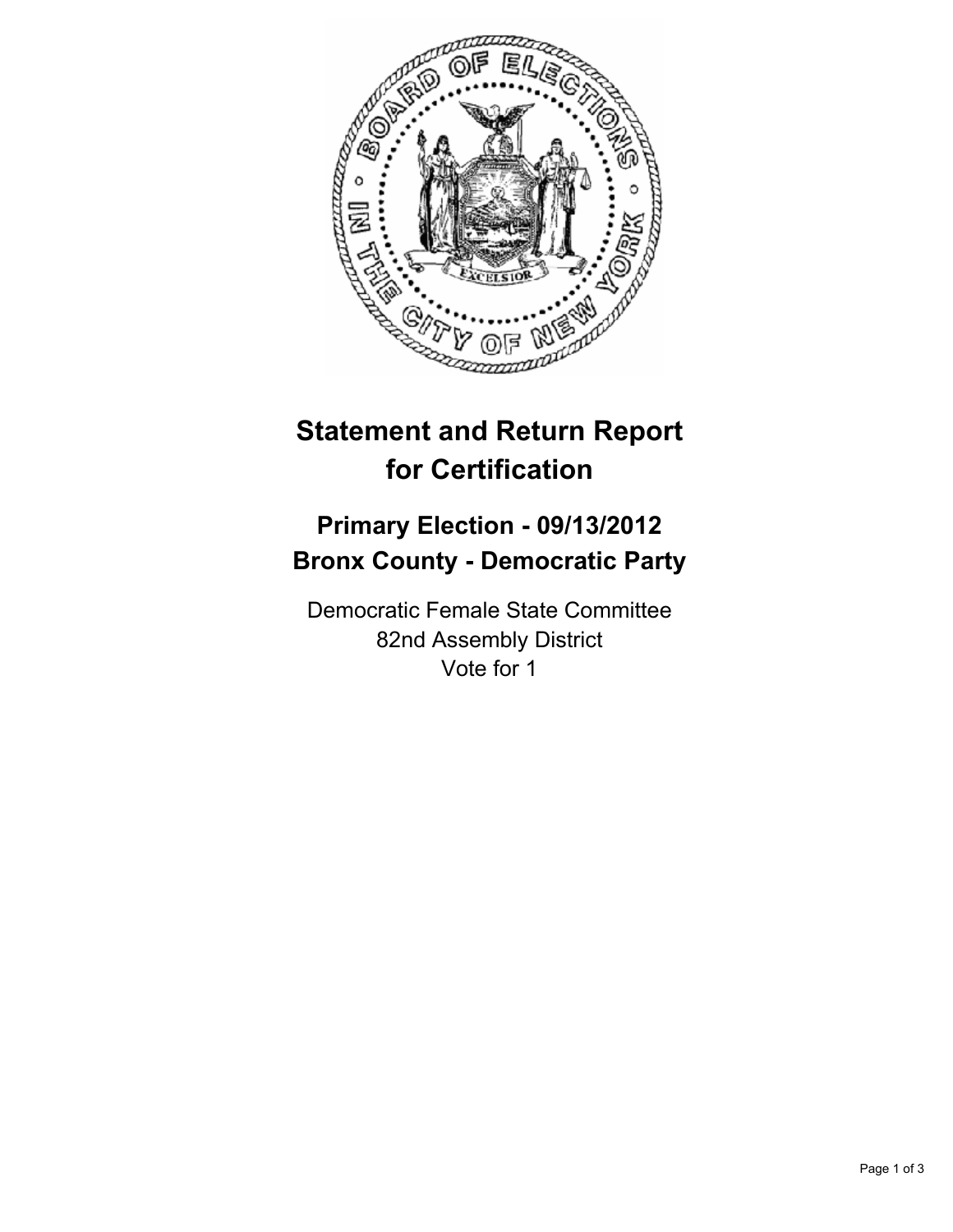# Statement and Return Report for Certification

## Primary Election - 09/13/2012
## Bronx County - Democratic Party

Democratic Female State Committee
82nd Assembly District
Vote for 1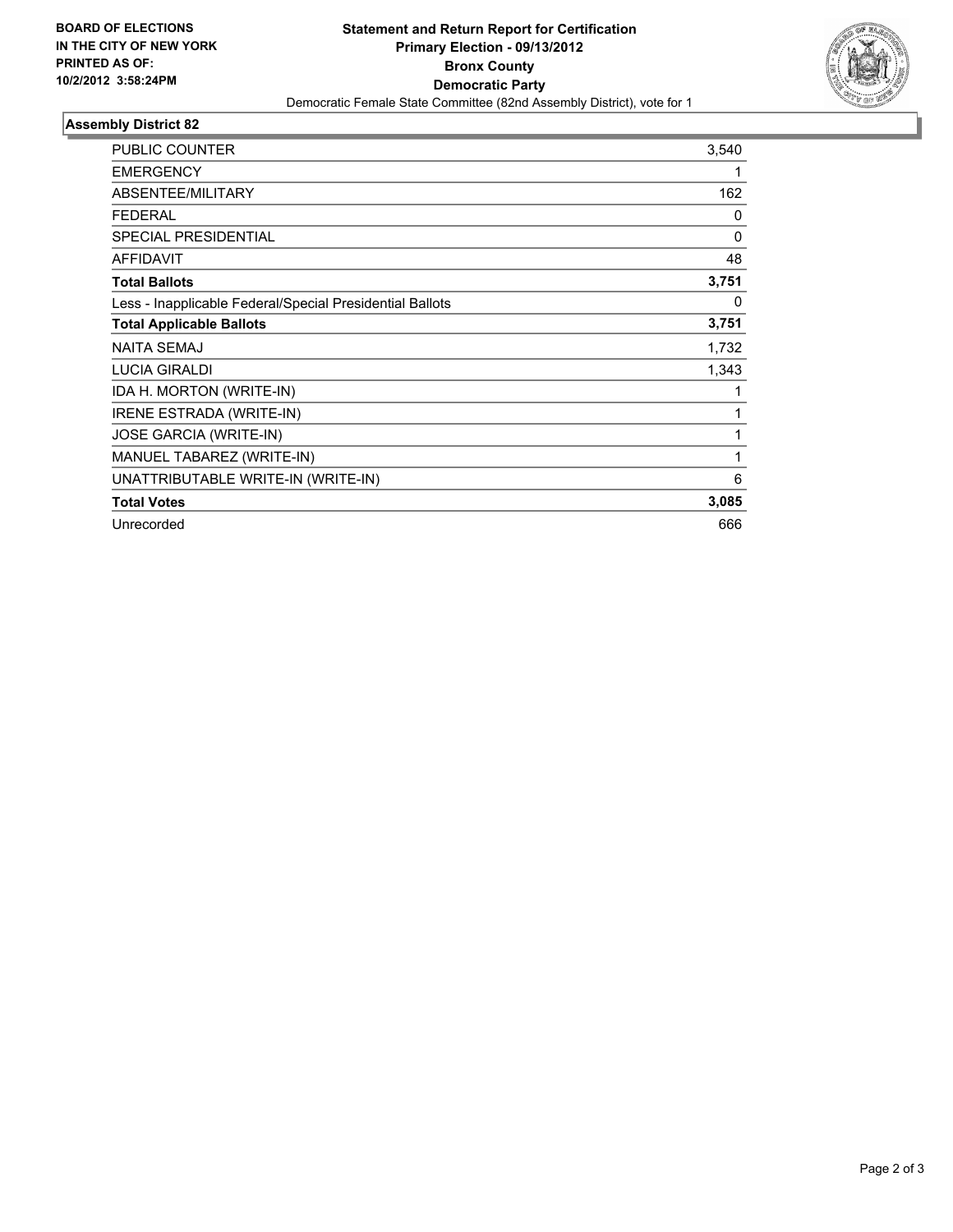**BOARD OF ELECTIONS IN THE CITY OF NEW YORK PRINTED AS OF: 10/2/2012 3:58:24PM**

**Statement and Return Report for Certification**
**Primary Election - 09/13/2012**
**Bronx County**
**Democratic Party**
Democratic Female State Committee (82nd Assembly District), vote for 1

### Assembly District 82

| | |
|---|---|
| PUBLIC COUNTER | 3,540 |
| EMERGENCY | 1 |
| ABSENTEE/MILITARY | 162 |
| FEDERAL | 0 |
| SPECIAL PRESIDENTIAL | 0 |
| AFFIDAVIT | 48 |
| **Total Ballots** | **3,751** |
| Less - Inapplicable Federal/Special Presidential Ballots | 0 |
| **Total Applicable Ballots** | **3,751** |
| NAITA SEMAJ | 1,732 |
| LUCIA GIRALDI | 1,343 |
| IDA H. MORTON (WRITE-IN) | 1 |
| IRENE ESTRADA (WRITE-IN) | 1 |
| JOSE GARCIA (WRITE-IN) | 1 |
| MANUEL TABAREZ (WRITE-IN) | 1 |
| UNATTRIBUTABLE WRITE-IN (WRITE-IN) | 6 |
| **Total Votes** | **3,085** |
| Unrecorded | 666 |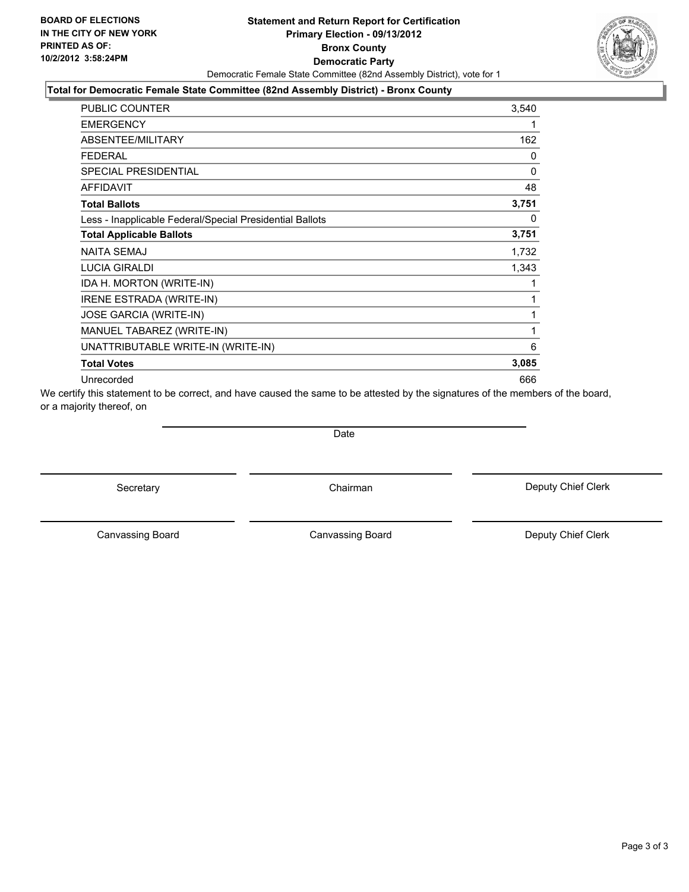**BOARD OF ELECTIONS IN THE CITY OF NEW YORK PRINTED AS OF: 10/2/2012 3:58:24PM**

# Statement and Return Report for Certification
## Primary Election - 09/13/2012
## Bronx County
## Democratic Party

Democratic Female State Committee (82nd Assembly District), vote for 1

### Total for Democratic Female State Committee (82nd Assembly District) - Bronx County

| | |
|---|---|
| PUBLIC COUNTER | 3,540 |
| EMERGENCY | 1 |
| ABSENTEE/MILITARY | 162 |
| FEDERAL | 0 |
| SPECIAL PRESIDENTIAL | 0 |
| AFFIDAVIT | 48 |
| **Total Ballots** | **3,751** |
| Less - Inapplicable Federal/Special Presidential Ballots | 0 |
| **Total Applicable Ballots** | **3,751** |
| NAITA SEMAJ | 1,732 |
| LUCIA GIRALDI | 1,343 |
| IDA H. MORTON (WRITE-IN) | 1 |
| IRENE ESTRADA (WRITE-IN) | 1 |
| JOSE GARCIA (WRITE-IN) | 1 |
| MANUEL TABAREZ (WRITE-IN) | 1 |
| UNATTRIBUTABLE WRITE-IN (WRITE-IN) | 6 |
| **Total Votes** | **3,085** |
| Unrecorded | 666 |

We certify this statement to be correct, and have caused the same to be attested by the signatures of the members of the board, or a majority thereof, on

Date

Secretary

Chairman

Deputy Chief Clerk

Canvassing Board

Canvassing Board

Deputy Chief Clerk